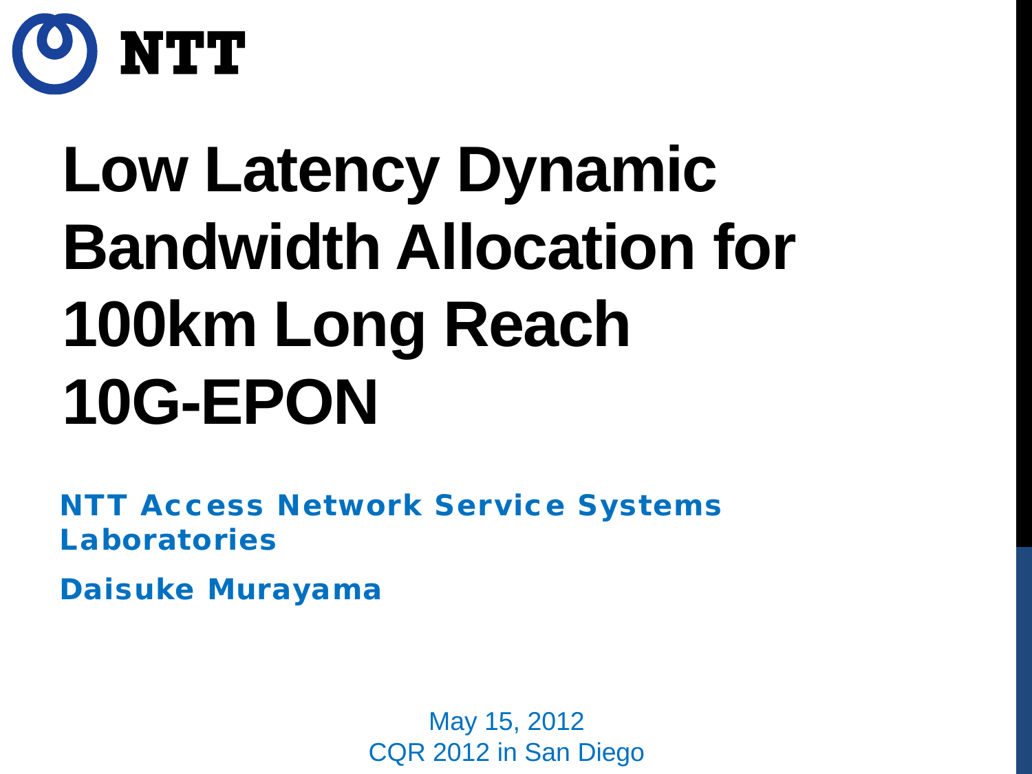NTT

# Low Latency Dynamic Bandwidth Allocation for 100km Long Reach 10G-EPON

**NTT Access Network Service Systems Laboratories**

**Daisuke Murayama**

May 15, 2012
CQR 2012 in San Diego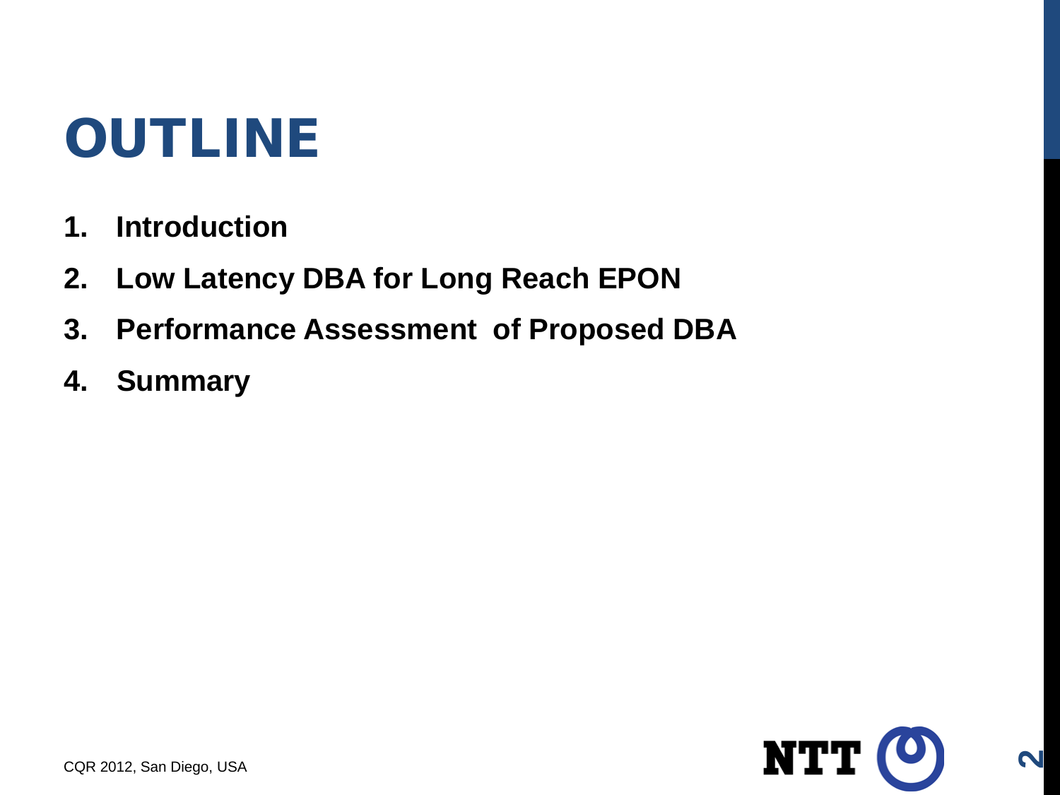# OUTLINE

1. **Introduction**
2. **Low Latency DBA for Long Reach EPON**
3. **Performance Assessment of Proposed DBA**
4. **Summary**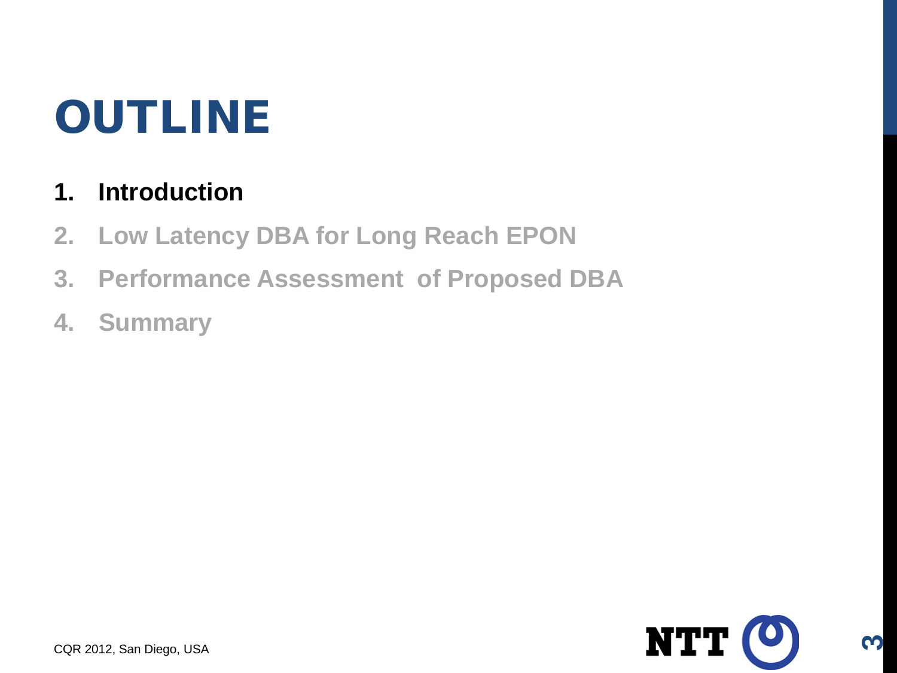# OUTLINE

1. **Introduction**
2. **Low Latency DBA for Long Reach EPON**
3. **Performance Assessment of Proposed DBA**
4. **Summary**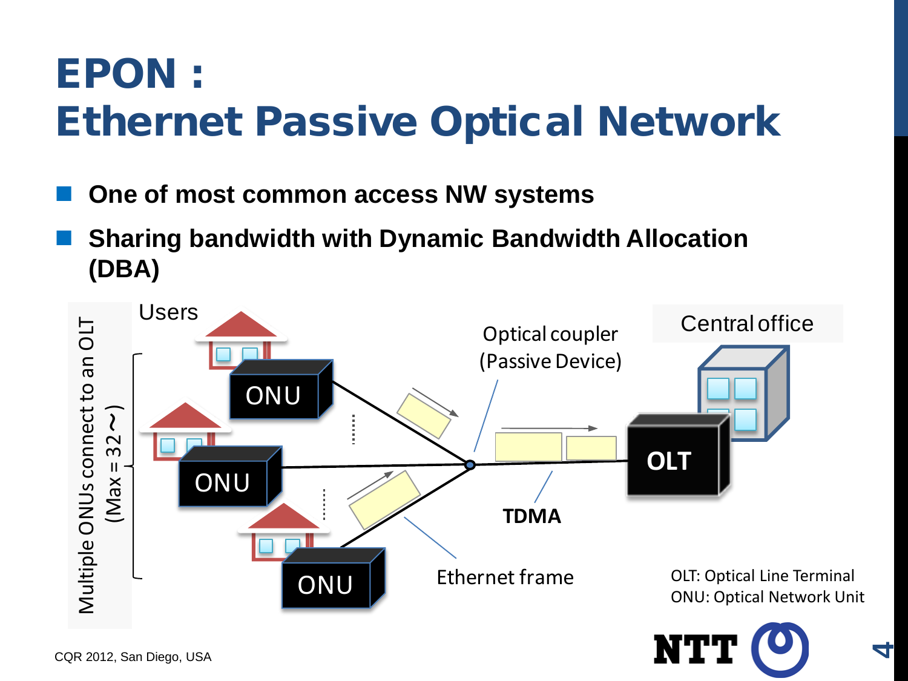# EPON : Ethernet Passive Optical Network

- **One of most common access NW systems**
- **Sharing bandwidth with Dynamic Bandwidth Allocation (DBA)**

Multiple ONUs connect to an OLT (Max = 32～)

Users

ONU

ONU

ONU

Optical coupler (Passive Device)

Central office

OLT

TDMA

Ethernet frame

OLT: Optical Line Terminal
ONU: Optical Network Unit

CQR 2012, San Diego, USA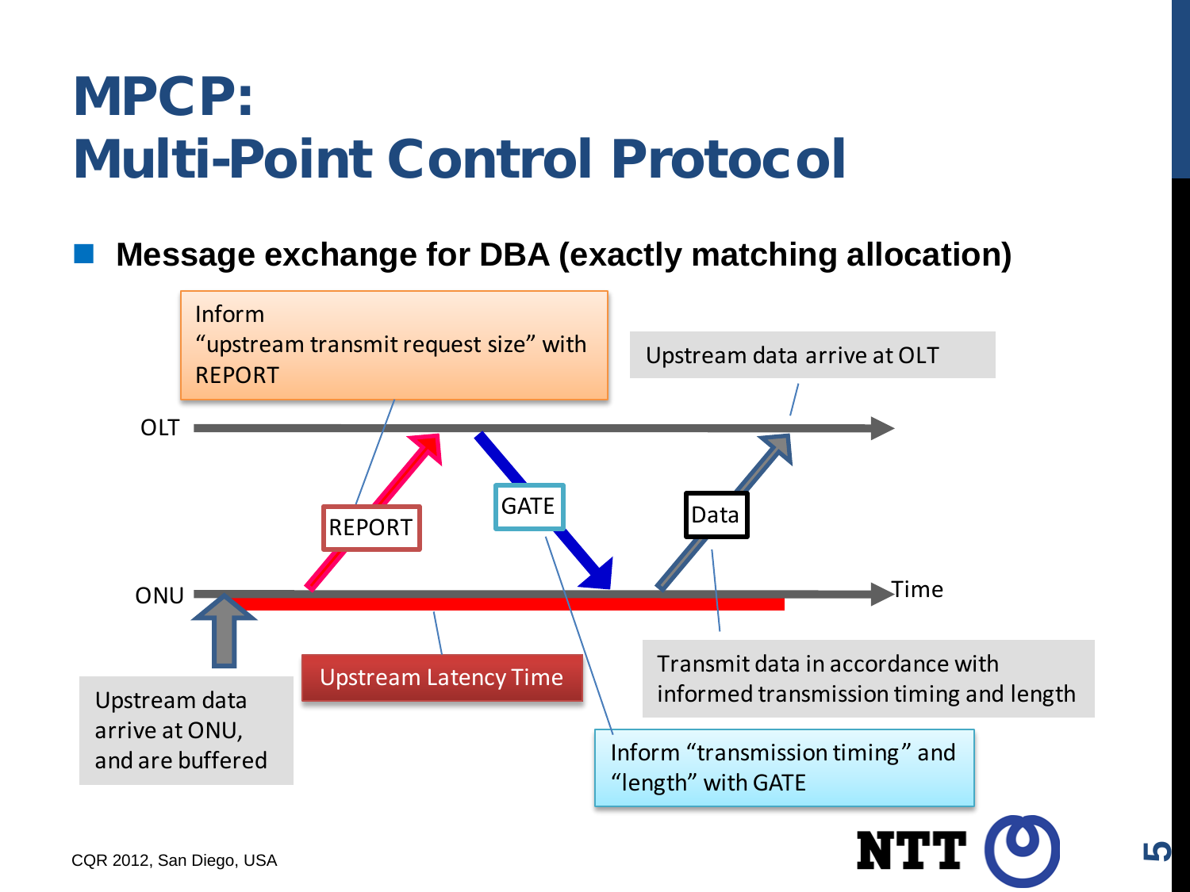# MPCP: Multi-Point Control Protocol

- **Message exchange for DBA (exactly matching allocation)**

Inform "upstream transmit request size" with REPORT

Upstream data arrive at OLT

OLT

REPORT

GATE

Data

ONU

Time

Upstream Latency Time

Upstream data arrive at ONU, and are buffered

Transmit data in accordance with informed transmission timing and length

Inform "transmission timing" and "length" with GATE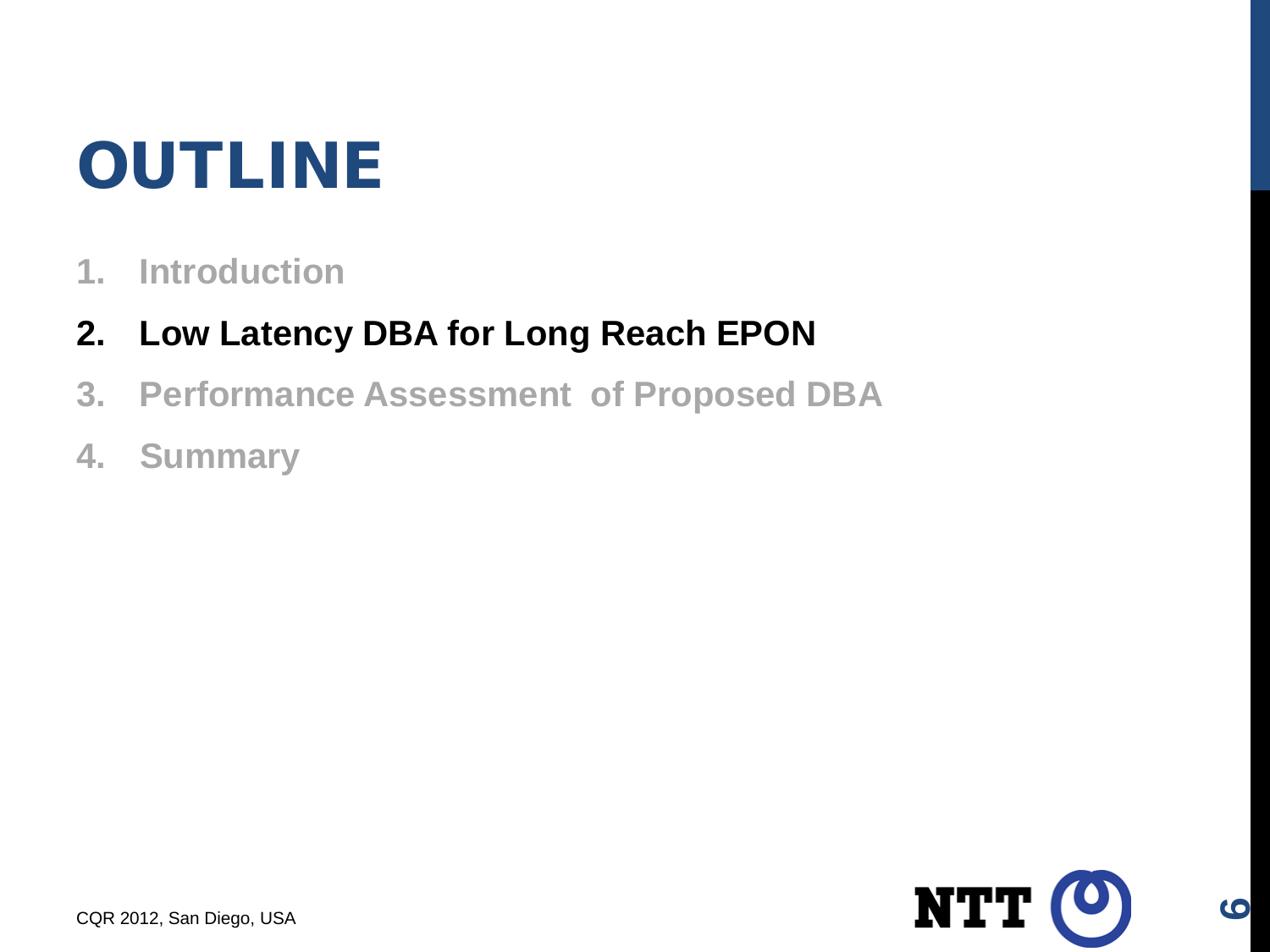# OUTLINE

1. Introduction
2. **Low Latency DBA for Long Reach EPON**
3. Performance Assessment of Proposed DBA
4. Summary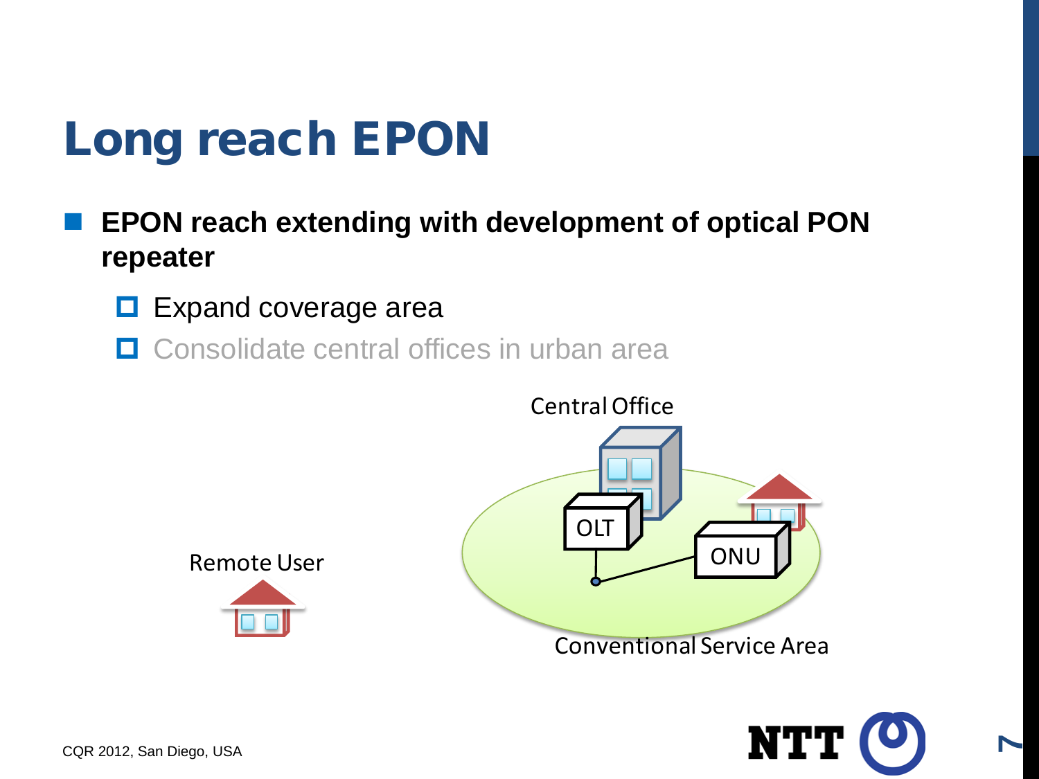# Long reach EPON

- **EPON reach extending with development of optical PON repeater**
  - Expand coverage area
  - Consolidate central offices in urban area

Central Office

OLT

ONU

Remote User

Conventional Service Area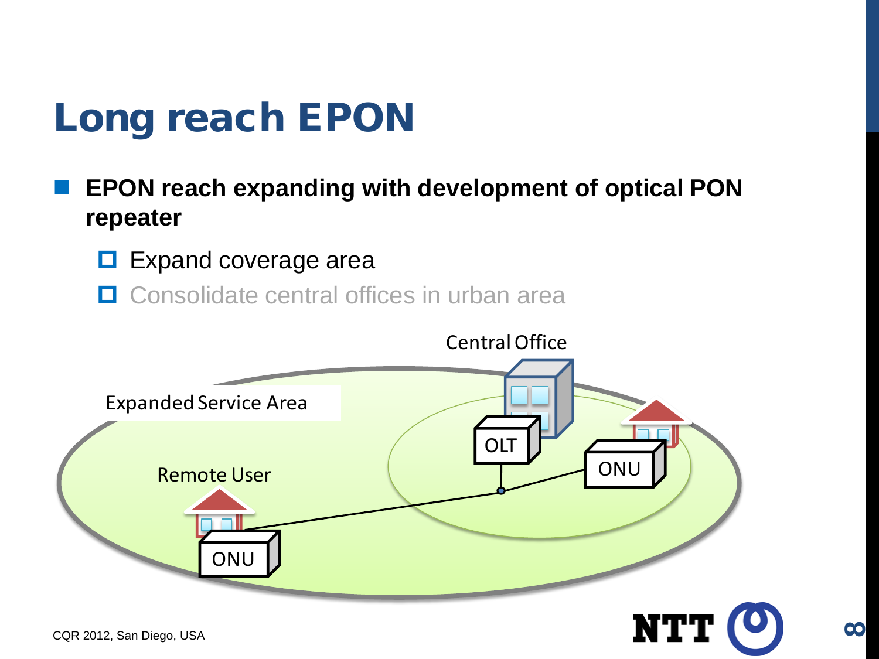# Long reach EPON

- **EPON reach expanding with development of optical PON repeater**
  - Expand coverage area
  - Consolidate central offices in urban area

Central Office

Expanded Service Area

OLT

ONU

Remote User

ONU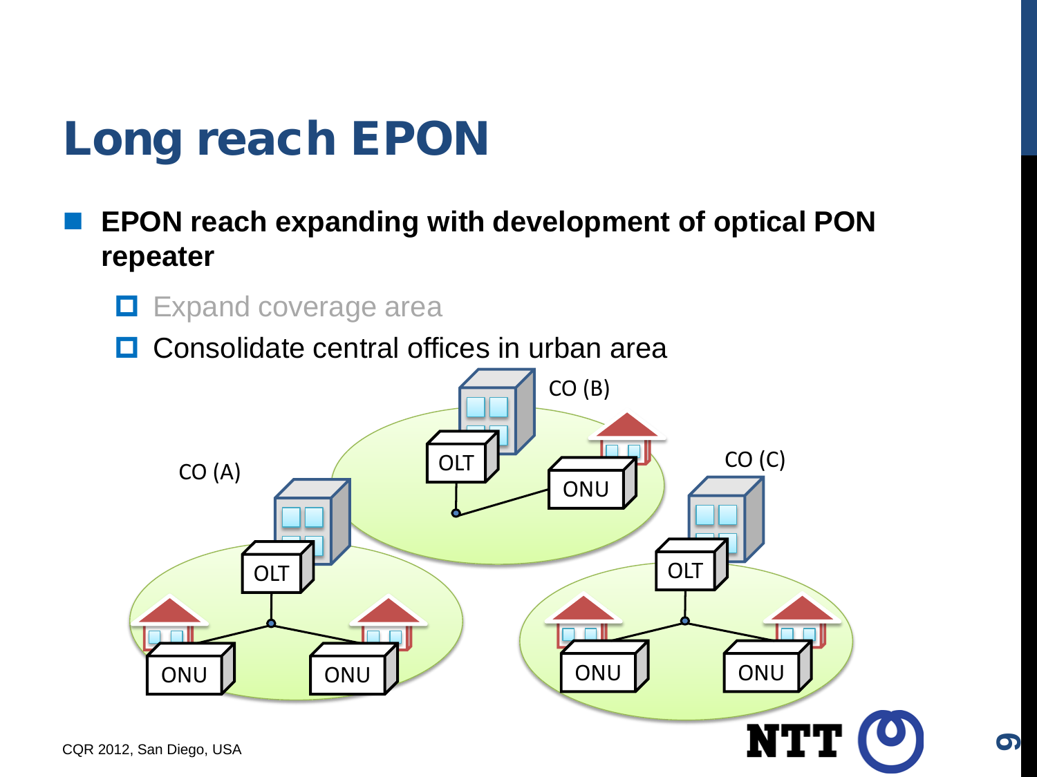# Long reach EPON

- **EPON reach expanding with development of optical PON repeater**
  - Expand coverage area
  - Consolidate central offices in urban area

CO (B)

OLT

ONU

CO (A)

OLT

ONU

ONU

CO (C)

OLT

ONU

ONU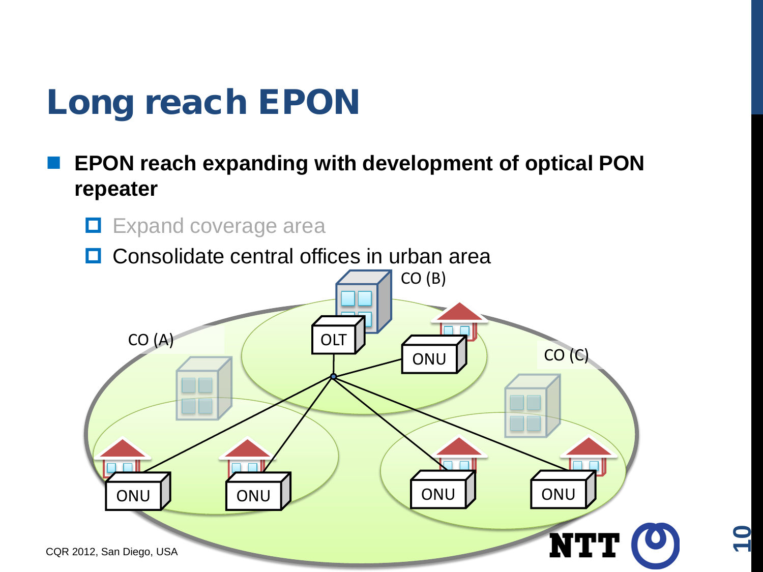# Long reach EPON

- **EPON reach expanding with development of optical PON repeater**
  - Expand coverage area
  - Consolidate central offices in urban area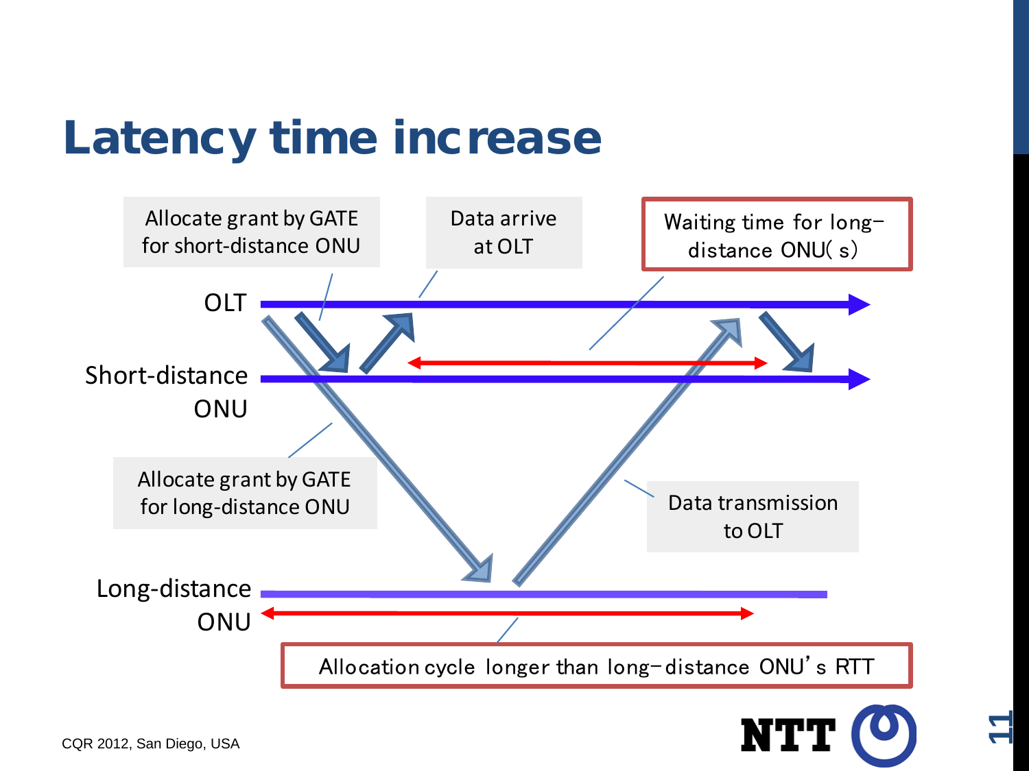# Latency time increase

- Allocate grant by GATE for short-distance ONU
- Data arrive at OLT
- Waiting time for long-distance ONU(s)

OLT

Short-distance ONU

Long-distance ONU

- Allocate grant by GATE for long-distance ONU
- Data transmission to OLT
- Allocation cycle longer than long-distance ONU's RTT

CQR 2012, San Diego, USA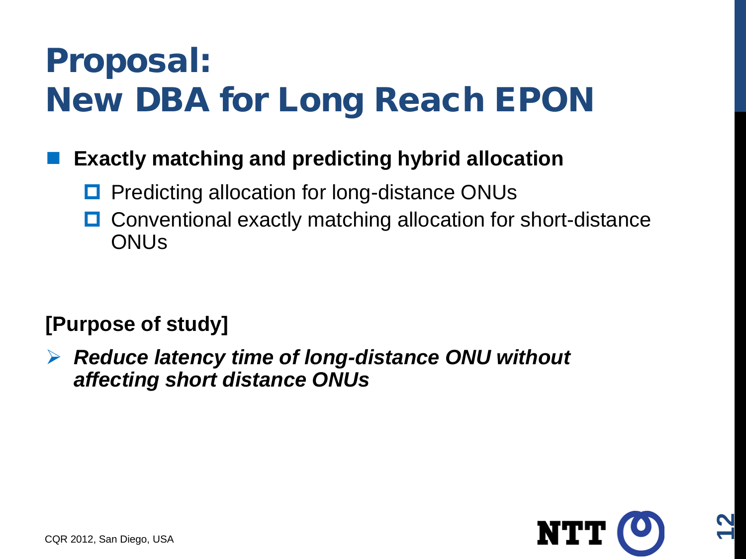# Proposal: New DBA for Long Reach EPON

- **Exactly matching and predicting hybrid allocation**
  - Predicting allocation for long-distance ONUs
  - Conventional exactly matching allocation for short-distance ONUs

**[Purpose of study]**

- ***Reduce latency time of long-distance ONU without affecting short distance ONUs***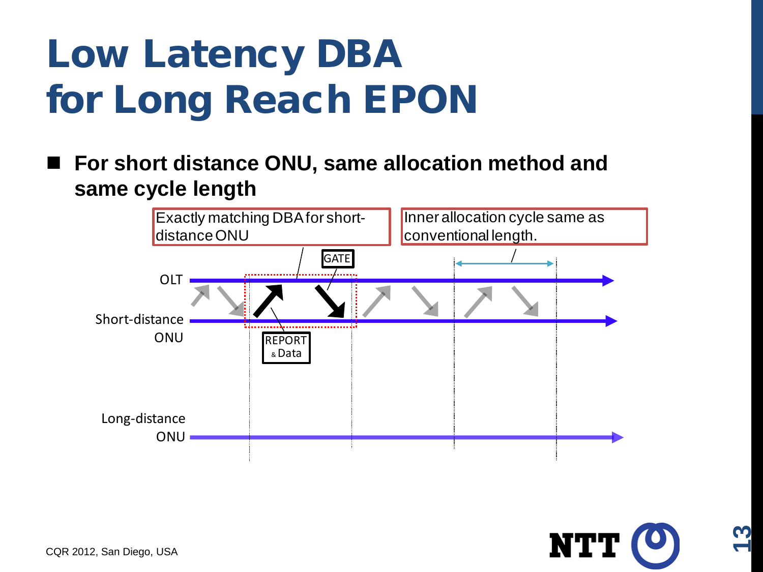# Low Latency DBA for Long Reach EPON

- **For short distance ONU, same allocation method and same cycle length**

Exactly matching DBA for short-distance ONU

Inner allocation cycle same as conventional length.

GATE

OLT

Short-distance ONU

REPORT & Data

Long-distance ONU

CQR 2012, San Diego, USA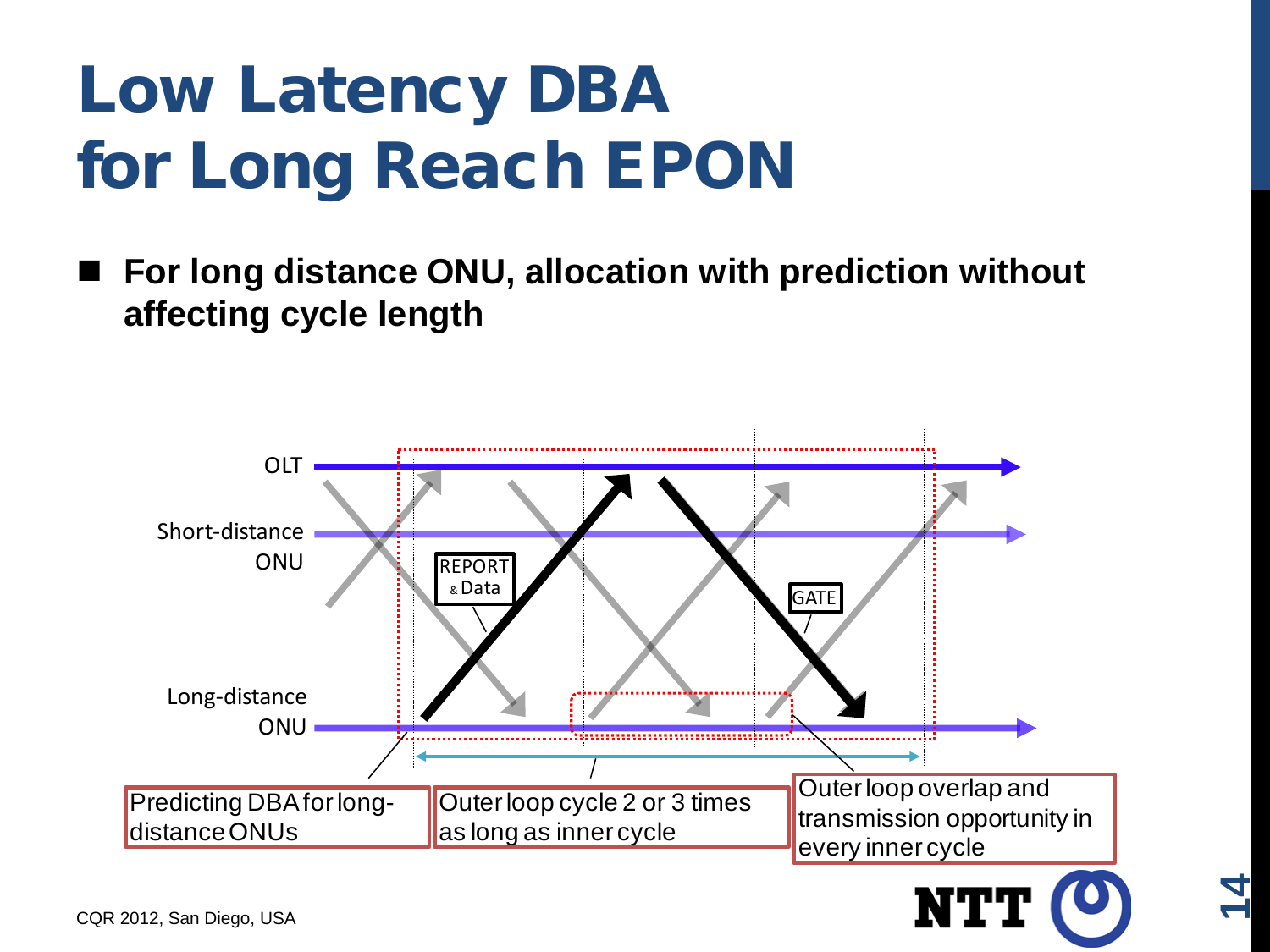# Low Latency DBA for Long Reach EPON

- **For long distance ONU, allocation with prediction without affecting cycle length**

OLT

Short-distance ONU

Long-distance ONU

REPORT & Data

GATE

Predicting DBA for long-distance ONUs

Outer loop cycle 2 or 3 times as long as inner cycle

Outer loop overlap and transmission opportunity in every inner cycle

CQR 2012, San Diego, USA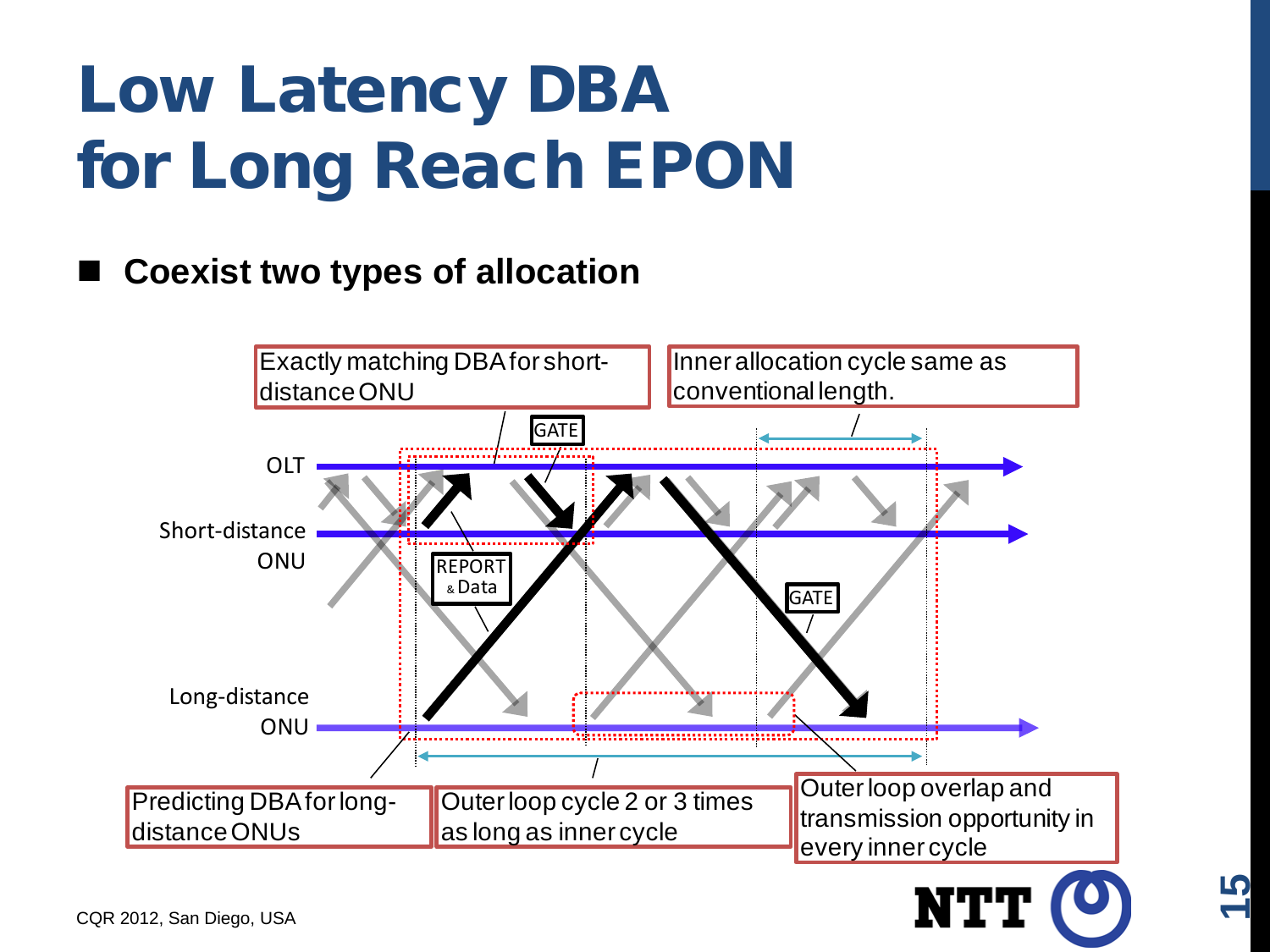# Low Latency DBA for Long Reach EPON

- **Coexist two types of allocation**

Exactly matching DBA for short-distance ONU

Inner allocation cycle same as conventional length.

GATE

OLT

Short-distance ONU

REPORT & Data

GATE

Long-distance ONU

Predicting DBA for long-distance ONUs

Outer loop cycle 2 or 3 times as long as inner cycle

Outer loop overlap and transmission opportunity in every inner cycle

CQR 2012, San Diego, USA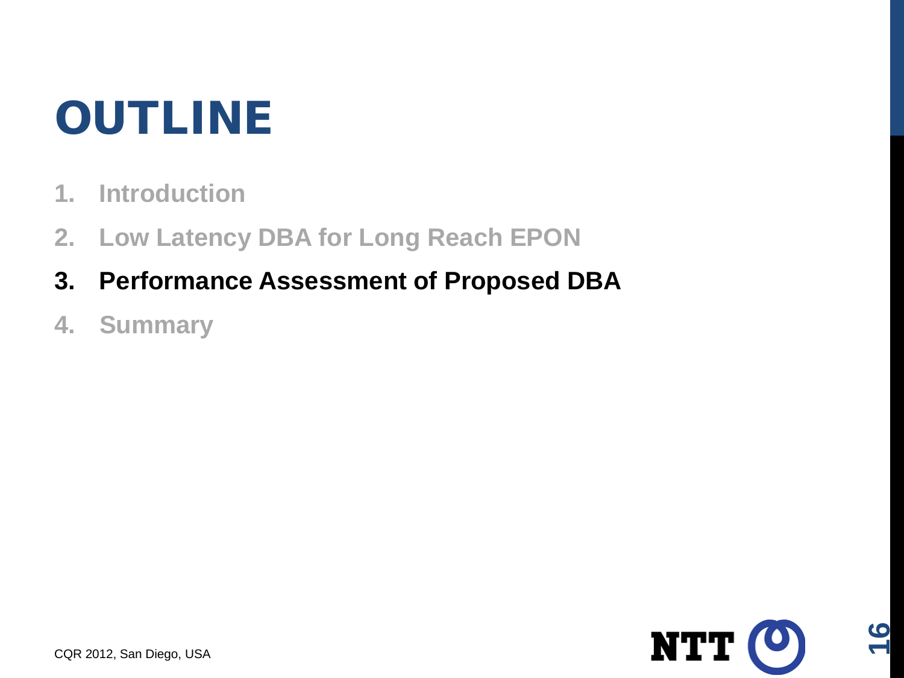# OUTLINE

1. Introduction
2. Low Latency DBA for Long Reach EPON
3. **Performance Assessment of Proposed DBA**
4. Summary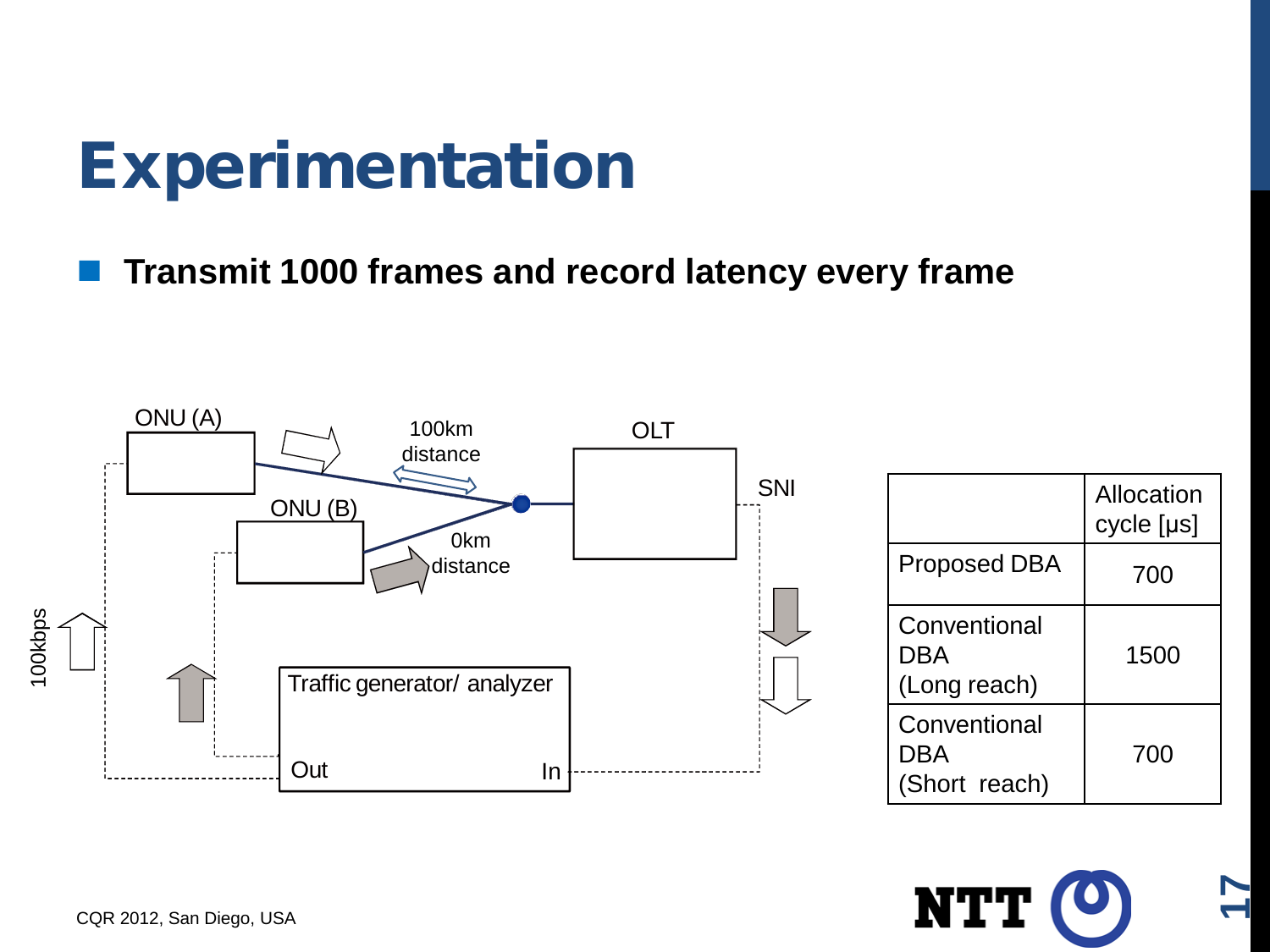# Experimentation

- **Transmit 1000 frames and record latency every frame**

ONU (A)

ONU (B)

100km distance

0km distance

OLT

SNI

100kbps

Traffic generator/ analyzer

Out

In

| | Allocation cycle [μs] |
|---|---|
| Proposed DBA | 700 |
| Conventional DBA (Long reach) | 1500 |
| Conventional DBA (Short reach) | 700 |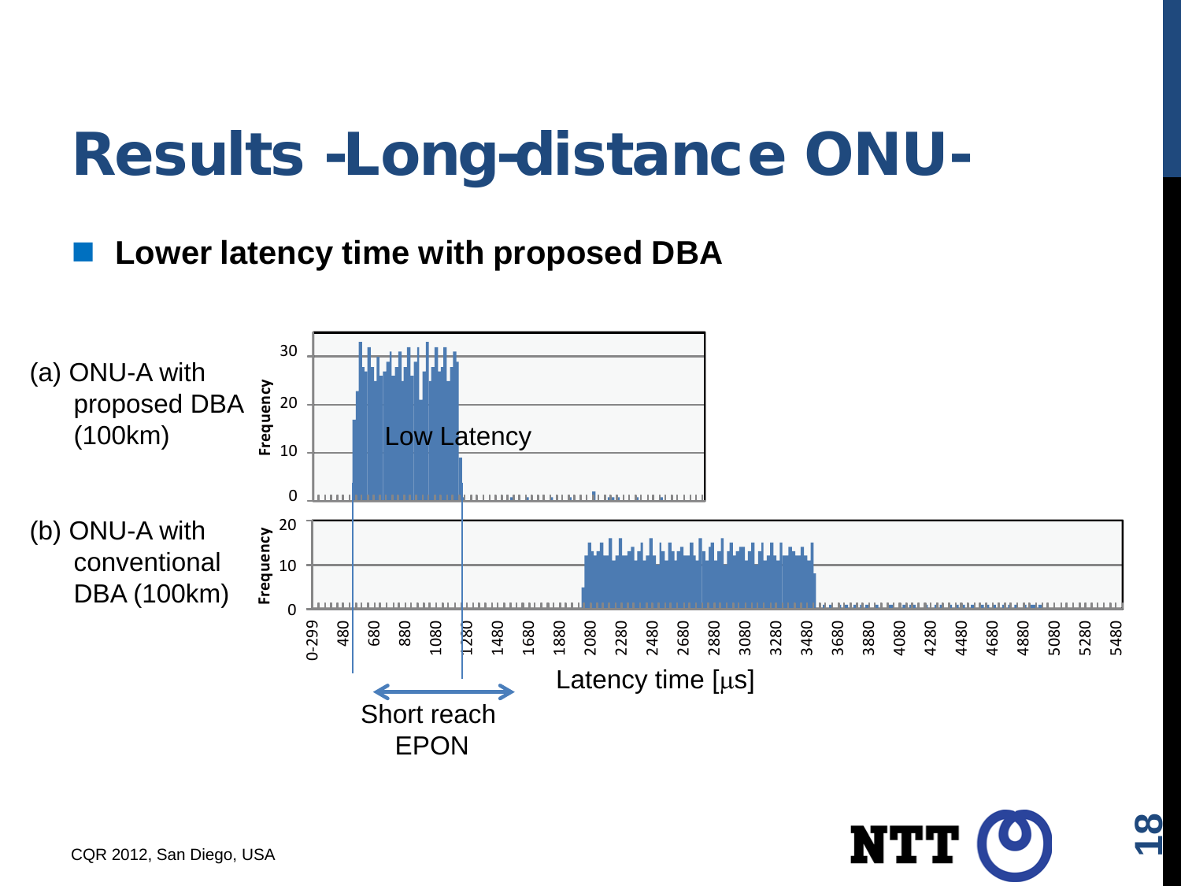# Results -Long-distance ONU-

- **Lower latency time with proposed DBA**

(a) ONU-A with proposed DBA (100km)

Low Latency

(b) ONU-A with conventional DBA (100km)

Latency time [μs]

Short reach EPON

CQR 2012, San Diego, USA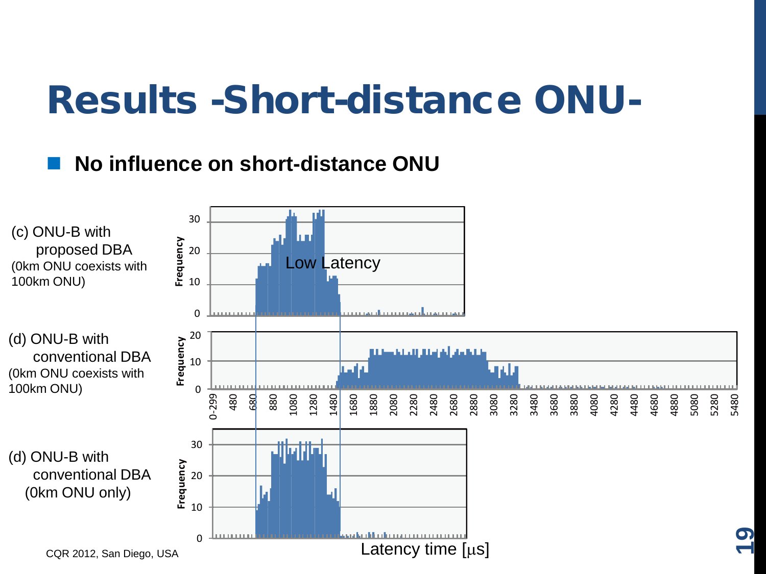# Results -Short-distance ONU-

- **No influence on short-distance ONU**

(c) ONU-B with proposed DBA
(0km ONU coexists with 100km ONU)

Low Latency

(d) ONU-B with conventional DBA
(0km ONU coexists with 100km ONU)

(d) ONU-B with conventional DBA
(0km ONU only)

Frequency

Latency time [μs]

CQR 2012, San Diego, USA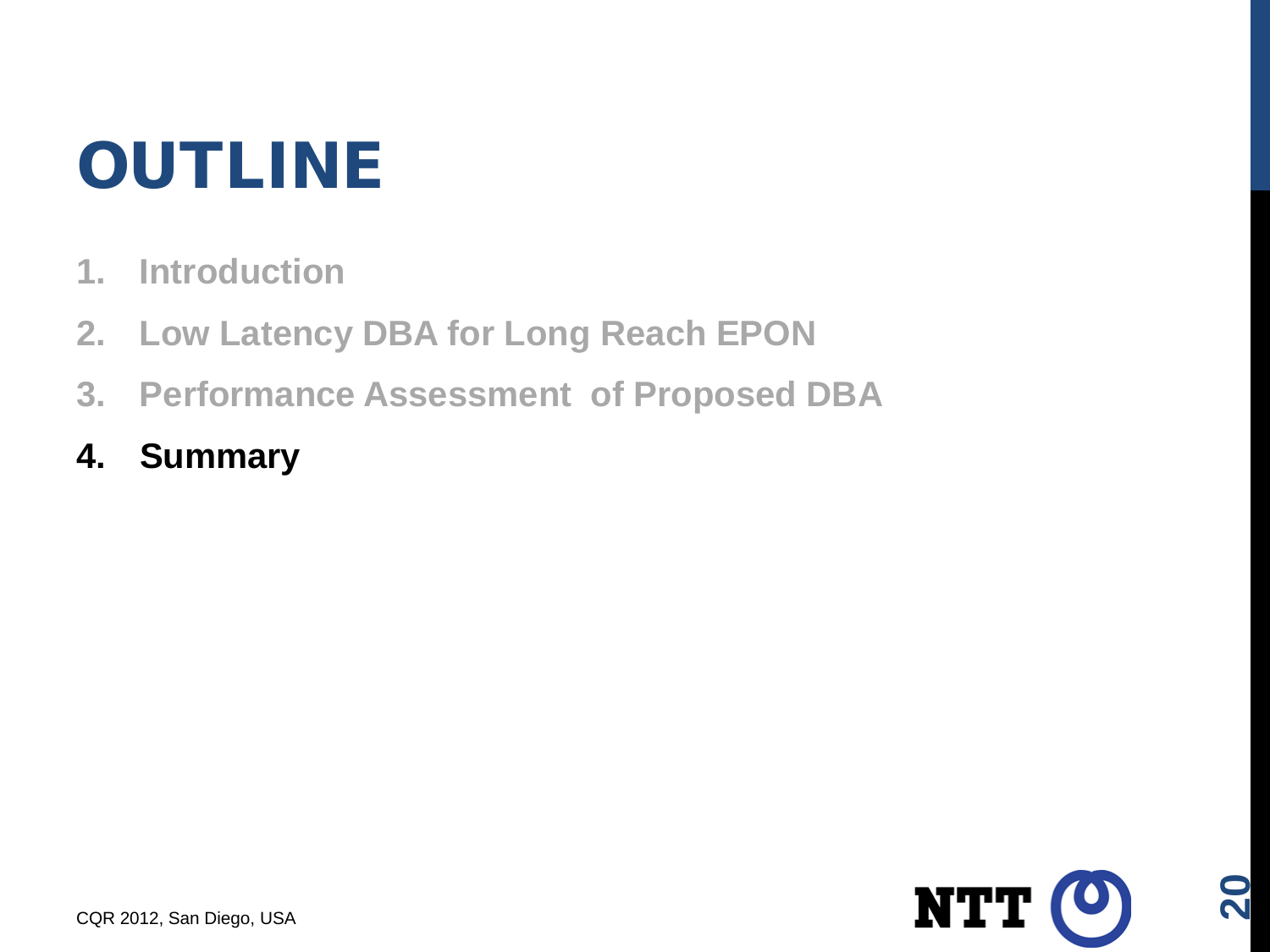# OUTLINE

1. Introduction
2. Low Latency DBA for Long Reach EPON
3. Performance Assessment of Proposed DBA
4. **Summary**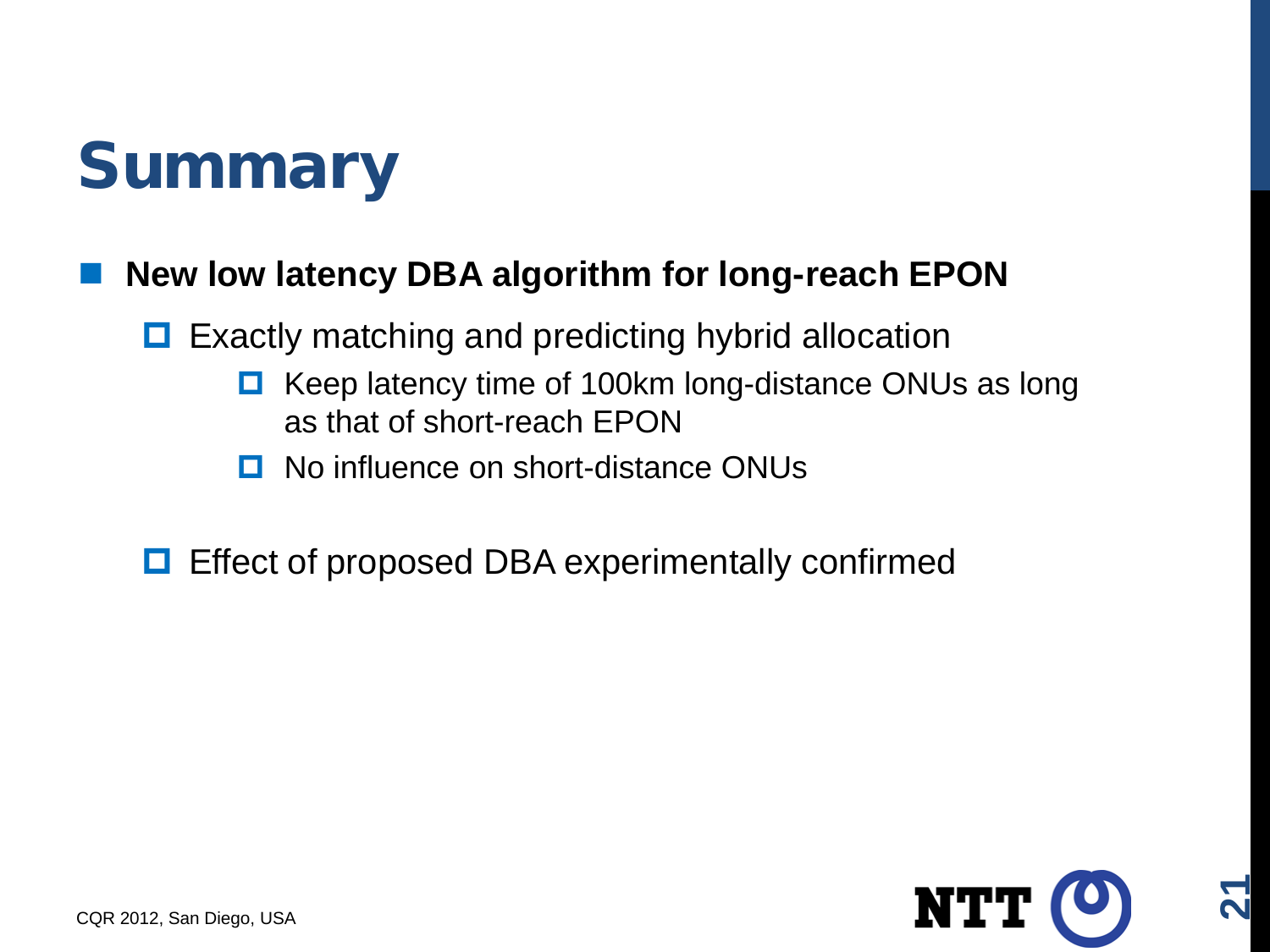# Summary

- **New low latency DBA algorithm for long-reach EPON**
  - Exactly matching and predicting hybrid allocation
    - Keep latency time of 100km long-distance ONUs as long as that of short-reach EPON
    - No influence on short-distance ONUs
  - Effect of proposed DBA experimentally confirmed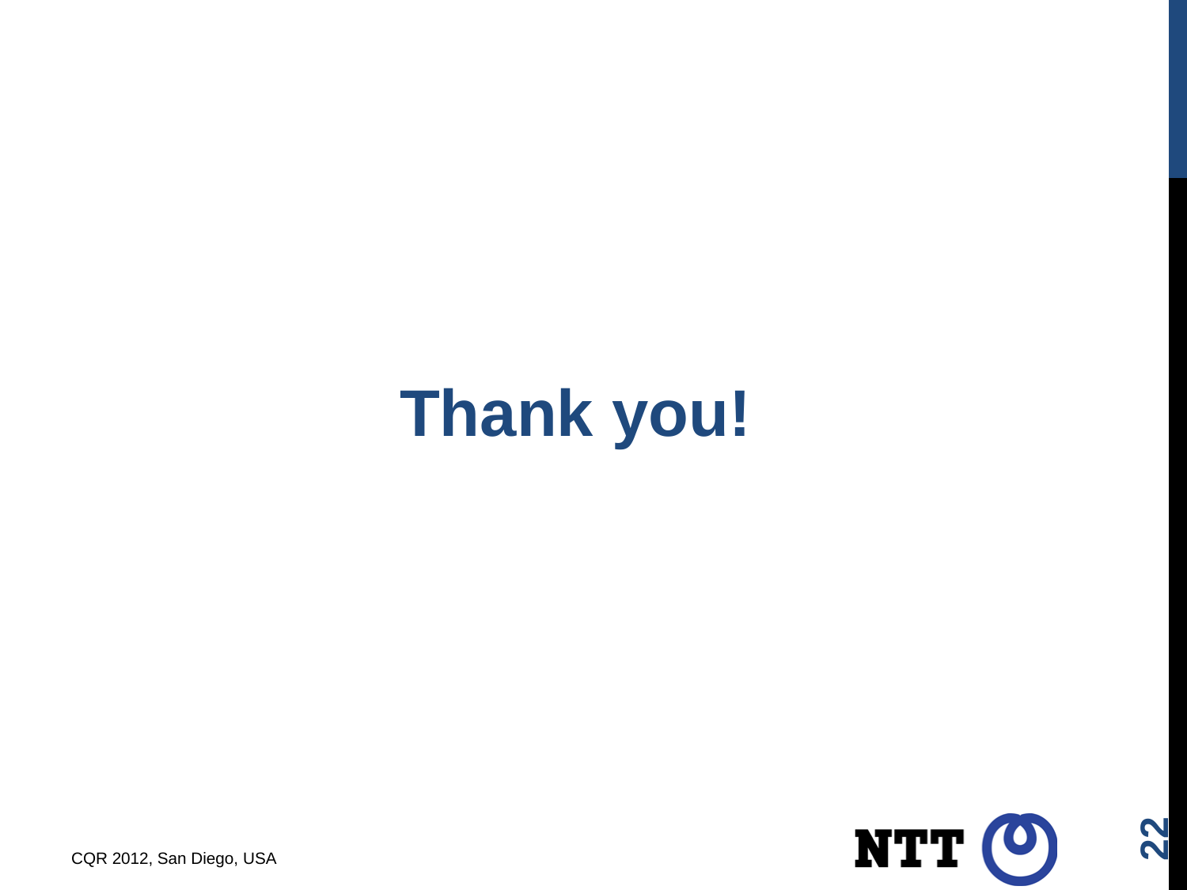# Thank you!